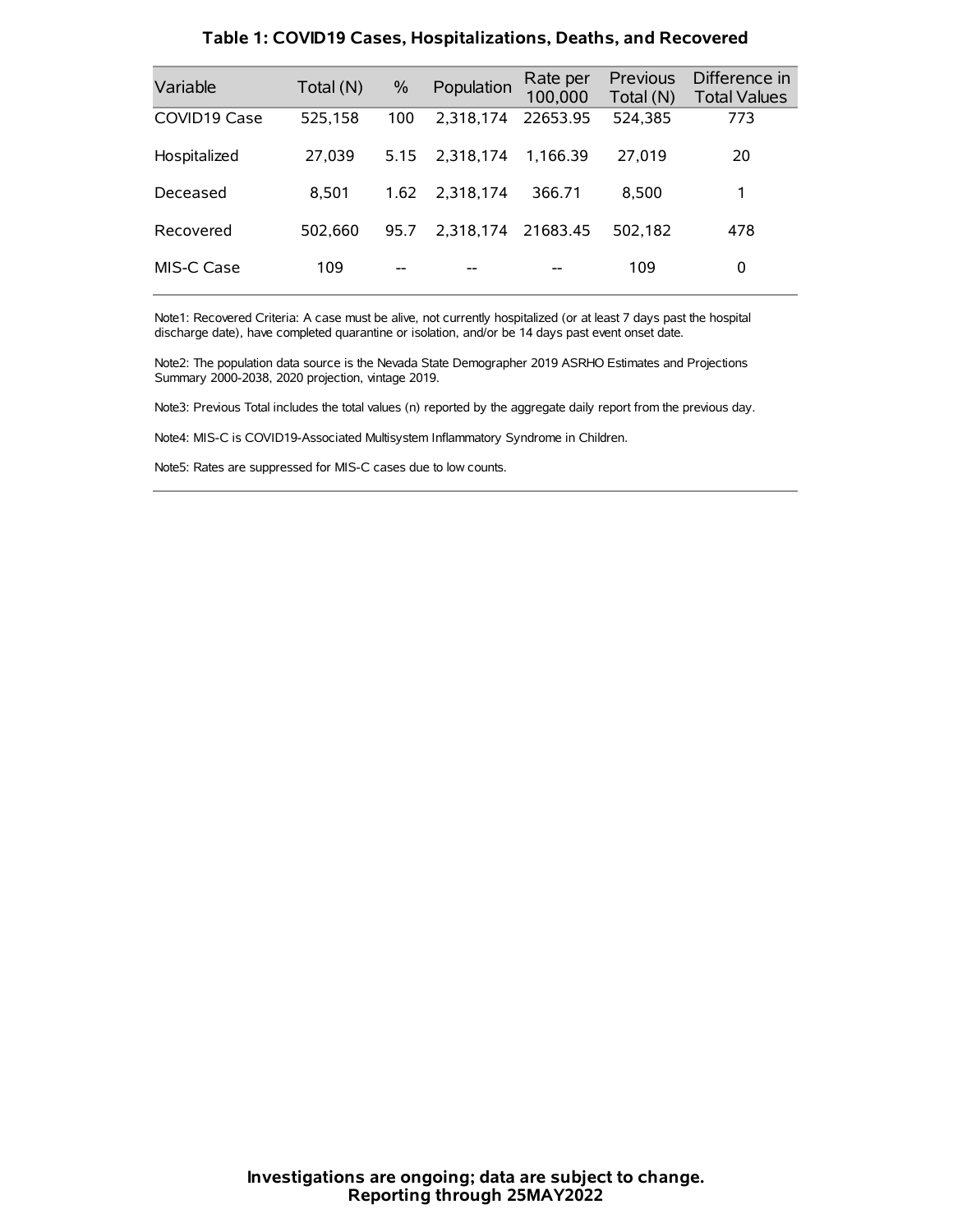## Table 1: COVID19 Cases, Hospitalizations, Deaths, and Recovered

| Variable | Total (N) | % | Population | Rate per 100,000 | Previous Total (N) | Difference in Total Values |
|---|---|---|---|---|---|---|
| COVID19 Case | 525,158 | 100 | 2,318,174 | 22653.95 | 524,385 | 773 |
| Hospitalized | 27,039 | 5.15 | 2,318,174 | 1,166.39 | 27,019 | 20 |
| Deceased | 8,501 | 1.62 | 2,318,174 | 366.71 | 8,500 | 1 |
| Recovered | 502,660 | 95.7 | 2,318,174 | 21683.45 | 502,182 | 478 |
| MIS-C Case | 109 | -- | -- | -- | 109 | 0 |

Note1: Recovered Criteria: A case must be alive, not currently hospitalized (or at least 7 days past the hospital discharge date), have completed quarantine or isolation, and/or be 14 days past event onset date.

Note2: The population data source is the Nevada State Demographer 2019 ASRHO Estimates and Projections Summary 2000-2038, 2020 projection, vintage 2019.

Note3: Previous Total includes the total values (n) reported by the aggregate daily report from the previous day.

Note4: MIS-C is COVID19-Associated Multisystem Inflammatory Syndrome in Children.

Note5: Rates are suppressed for MIS-C cases due to low counts.

**Investigations are ongoing; data are subject to change.**
**Reporting through 25MAY2022**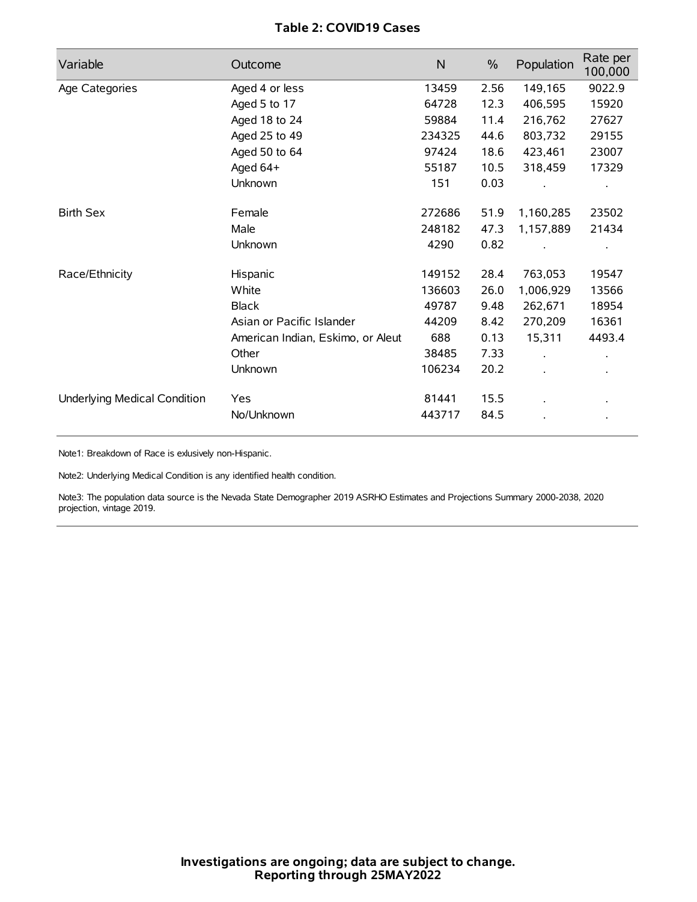**Table 2: COVID19 Cases**

| Variable | Outcome | N | % | Population | Rate per 100,000 |
|---|---|---|---|---|---|
| Age Categories | Aged 4 or less | 13459 | 2.56 | 149,165 | 9022.9 |
| | Aged 5 to 17 | 64728 | 12.3 | 406,595 | 15920 |
| | Aged 18 to 24 | 59884 | 11.4 | 216,762 | 27627 |
| | Aged 25 to 49 | 234325 | 44.6 | 803,732 | 29155 |
| | Aged 50 to 64 | 97424 | 18.6 | 423,461 | 23007 |
| | Aged 64+ | 55187 | 10.5 | 318,459 | 17329 |
| | Unknown | 151 | 0.03 | . | . |
| Birth Sex | Female | 272686 | 51.9 | 1,160,285 | 23502 |
| | Male | 248182 | 47.3 | 1,157,889 | 21434 |
| | Unknown | 4290 | 0.82 | . | . |
| Race/Ethnicity | Hispanic | 149152 | 28.4 | 763,053 | 19547 |
| | White | 136603 | 26.0 | 1,006,929 | 13566 |
| | Black | 49787 | 9.48 | 262,671 | 18954 |
| | Asian or Pacific Islander | 44209 | 8.42 | 270,209 | 16361 |
| | American Indian, Eskimo, or Aleut | 688 | 0.13 | 15,311 | 4493.4 |
| | Other | 38485 | 7.33 | . | . |
| | Unknown | 106234 | 20.2 | . | . |
| Underlying Medical Condition | Yes | 81441 | 15.5 | . | . |
| | No/Unknown | 443717 | 84.5 | . | . |

Note1: Breakdown of Race is exlusively non-Hispanic.

Note2: Underlying Medical Condition is any identified health condition.

Note3: The population data source is the Nevada State Demographer 2019 ASRHO Estimates and Projections Summary 2000-2038, 2020 projection, vintage 2019.

**Investigations are ongoing; data are subject to change.**
**Reporting through 25MAY2022**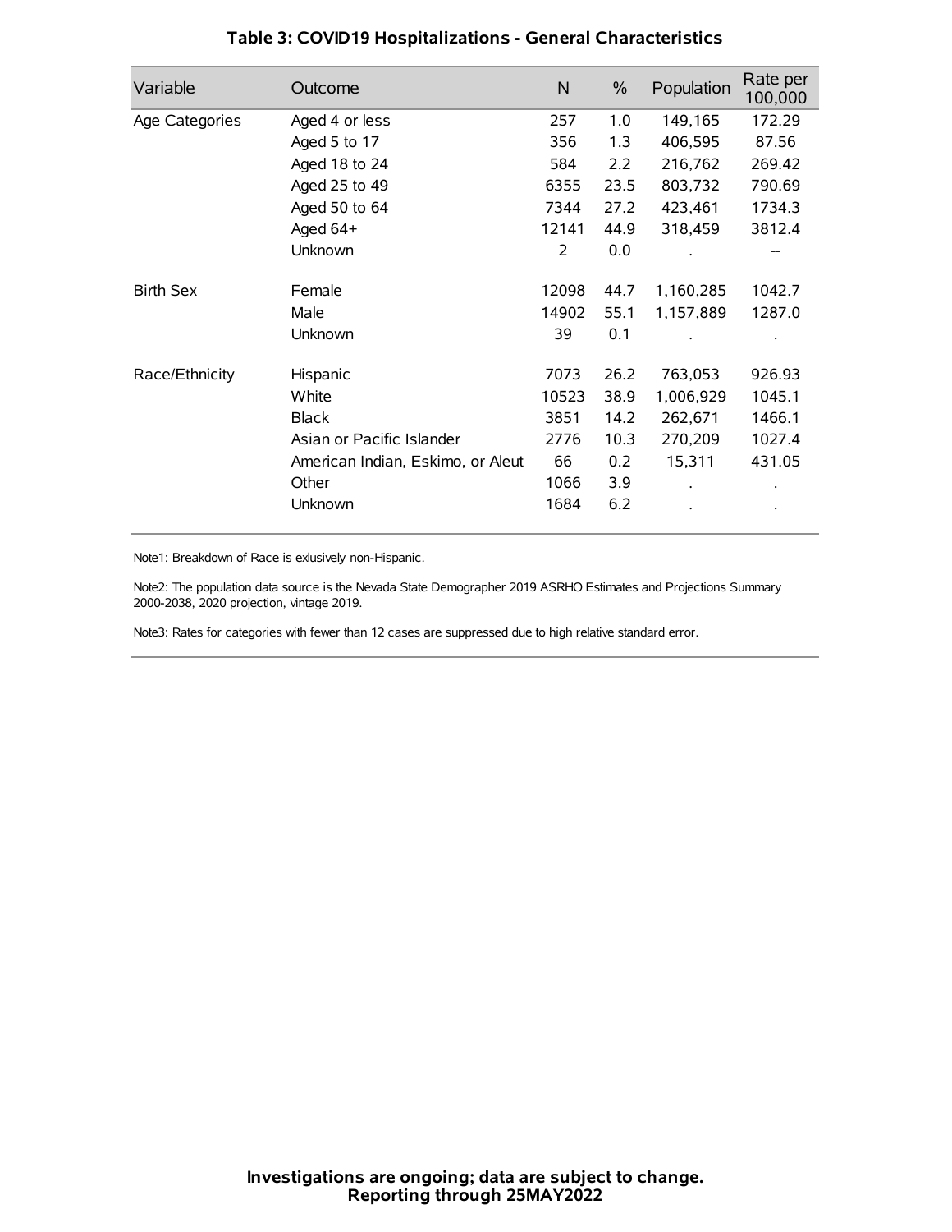### Table 3: COVID19 Hospitalizations - General Characteristics

| Variable | Outcome | N | % | Population | Rate per 100,000 |
|---|---|---|---|---|---|
| Age Categories | Aged 4 or less | 257 | 1.0 | 149,165 | 172.29 |
| | Aged 5 to 17 | 356 | 1.3 | 406,595 | 87.56 |
| | Aged 18 to 24 | 584 | 2.2 | 216,762 | 269.42 |
| | Aged 25 to 49 | 6355 | 23.5 | 803,732 | 790.69 |
| | Aged 50 to 64 | 7344 | 27.2 | 423,461 | 1734.3 |
| | Aged 64+ | 12141 | 44.9 | 318,459 | 3812.4 |
| | Unknown | 2 | 0.0 | . | -- |
| Birth Sex | Female | 12098 | 44.7 | 1,160,285 | 1042.7 |
| | Male | 14902 | 55.1 | 1,157,889 | 1287.0 |
| | Unknown | 39 | 0.1 | . | . |
| Race/Ethnicity | Hispanic | 7073 | 26.2 | 763,053 | 926.93 |
| | White | 10523 | 38.9 | 1,006,929 | 1045.1 |
| | Black | 3851 | 14.2 | 262,671 | 1466.1 |
| | Asian or Pacific Islander | 2776 | 10.3 | 270,209 | 1027.4 |
| | American Indian, Eskimo, or Aleut | 66 | 0.2 | 15,311 | 431.05 |
| | Other | 1066 | 3.9 | . | . |
| | Unknown | 1684 | 6.2 | . | . |

Note1: Breakdown of Race is exlusively non-Hispanic.

Note2: The population data source is the Nevada State Demographer 2019 ASRHO Estimates and Projections Summary 2000-2038, 2020 projection, vintage 2019.

Note3: Rates for categories with fewer than 12 cases are suppressed due to high relative standard error.

**Investigations are ongoing; data are subject to change.**
**Reporting through 25MAY2022**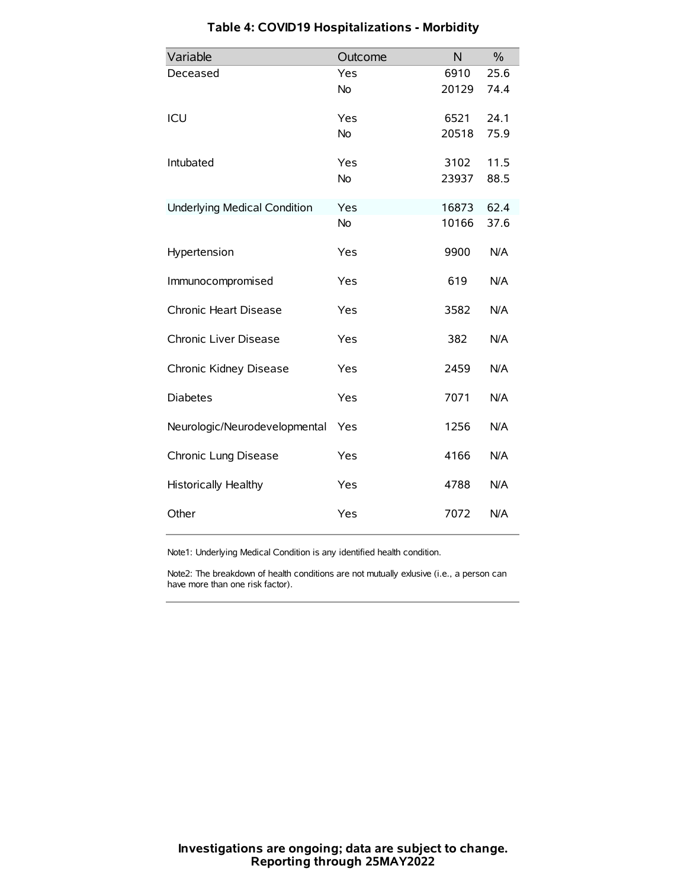# Table 4: COVID19 Hospitalizations - Morbidity

| Variable | Outcome | N | % |
|---|---|---|---|
| Deceased | Yes | 6910 | 25.6 |
| | No | 20129 | 74.4 |
| ICU | Yes | 6521 | 24.1 |
| | No | 20518 | 75.9 |
| Intubated | Yes | 3102 | 11.5 |
| | No | 23937 | 88.5 |
| Underlying Medical Condition | Yes | 16873 | 62.4 |
| | No | 10166 | 37.6 |
| Hypertension | Yes | 9900 | N/A |
| Immunocompromised | Yes | 619 | N/A |
| Chronic Heart Disease | Yes | 3582 | N/A |
| Chronic Liver Disease | Yes | 382 | N/A |
| Chronic Kidney Disease | Yes | 2459 | N/A |
| Diabetes | Yes | 7071 | N/A |
| Neurologic/Neurodevelopmental | Yes | 1256 | N/A |
| Chronic Lung Disease | Yes | 4166 | N/A |
| Historically Healthy | Yes | 4788 | N/A |
| Other | Yes | 7072 | N/A |

Note1: Underlying Medical Condition is any identified health condition.

Note2: The breakdown of health conditions are not mutually exlusive (i.e., a person can have more than one risk factor).

**Investigations are ongoing; data are subject to change. Reporting through 25MAY2022**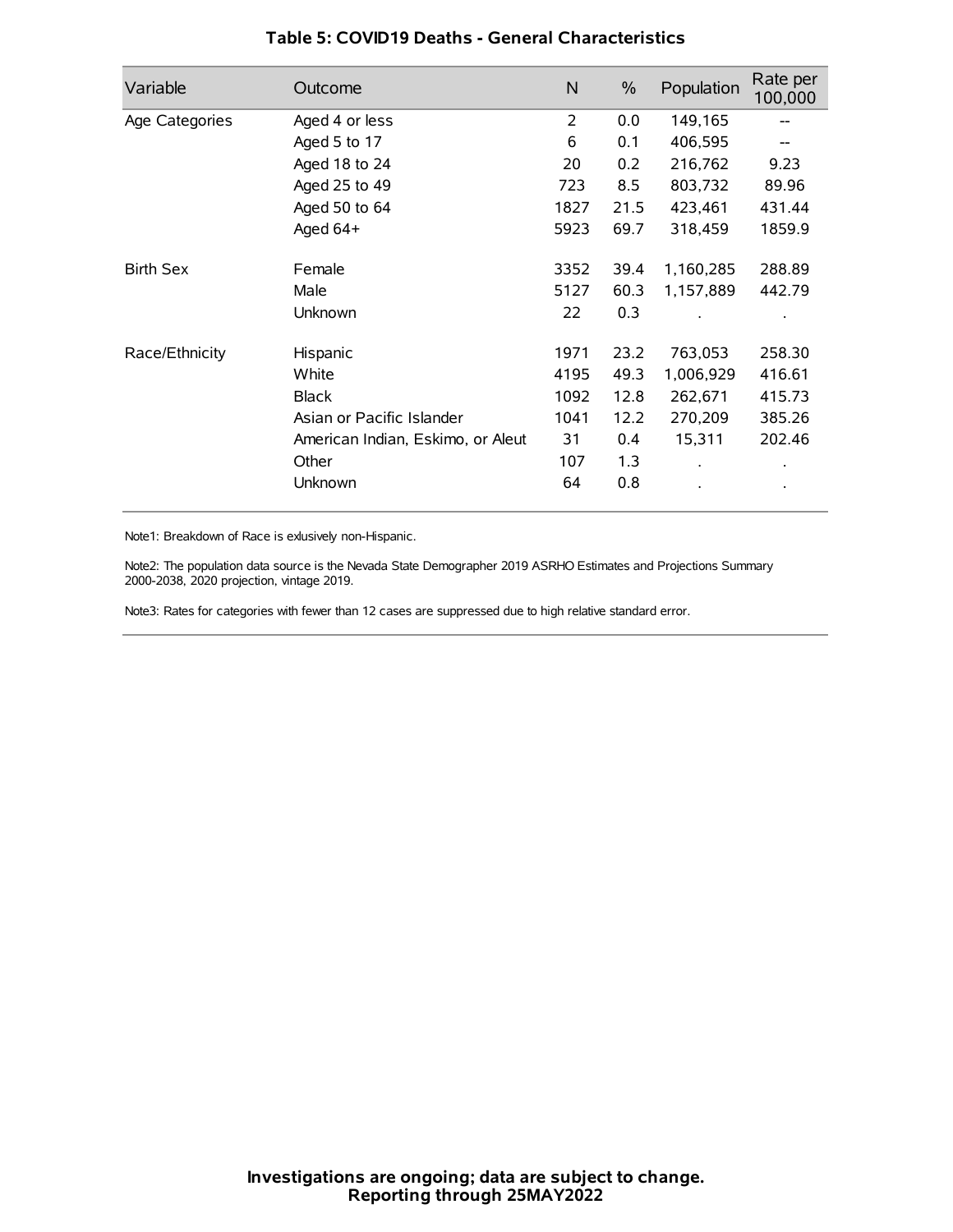# Table 5: COVID19 Deaths - General Characteristics

| Variable | Outcome | N | % | Population | Rate per 100,000 |
|---|---|---|---|---|---|
| Age Categories | Aged 4 or less | 2 | 0.0 | 149,165 | -- |
| | Aged 5 to 17 | 6 | 0.1 | 406,595 | -- |
| | Aged 18 to 24 | 20 | 0.2 | 216,762 | 9.23 |
| | Aged 25 to 49 | 723 | 8.5 | 803,732 | 89.96 |
| | Aged 50 to 64 | 1827 | 21.5 | 423,461 | 431.44 |
| | Aged 64+ | 5923 | 69.7 | 318,459 | 1859.9 |
| Birth Sex | Female | 3352 | 39.4 | 1,160,285 | 288.89 |
| | Male | 5127 | 60.3 | 1,157,889 | 442.79 |
| | Unknown | 22 | 0.3 | . | . |
| Race/Ethnicity | Hispanic | 1971 | 23.2 | 763,053 | 258.30 |
| | White | 4195 | 49.3 | 1,006,929 | 416.61 |
| | Black | 1092 | 12.8 | 262,671 | 415.73 |
| | Asian or Pacific Islander | 1041 | 12.2 | 270,209 | 385.26 |
| | American Indian, Eskimo, or Aleut | 31 | 0.4 | 15,311 | 202.46 |
| | Other | 107 | 1.3 | . | . |
| | Unknown | 64 | 0.8 | . | . |

Note1: Breakdown of Race is exlusively non-Hispanic.

Note2: The population data source is the Nevada State Demographer 2019 ASRHO Estimates and Projections Summary 2000-2038, 2020 projection, vintage 2019.

Note3: Rates for categories with fewer than 12 cases are suppressed due to high relative standard error.

**Investigations are ongoing; data are subject to change.**
**Reporting through 25MAY2022**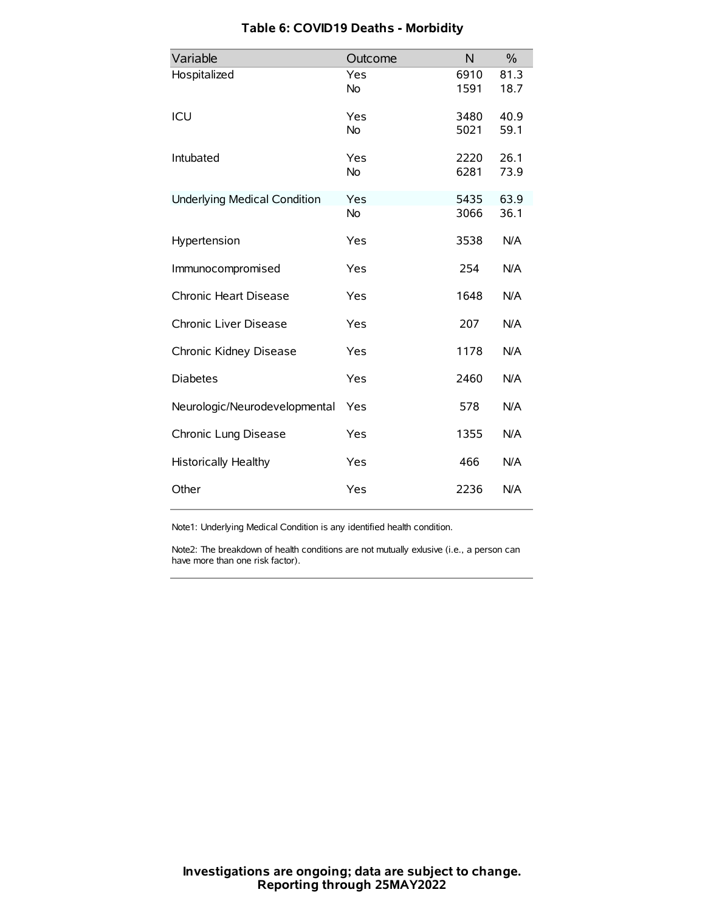## Table 6: COVID19 Deaths - Morbidity

| Variable | Outcome | N | % |
|---|---|---|---|
| Hospitalized | Yes | 6910 | 81.3 |
| | No | 1591 | 18.7 |
| ICU | Yes | 3480 | 40.9 |
| | No | 5021 | 59.1 |
| Intubated | Yes | 2220 | 26.1 |
| | No | 6281 | 73.9 |
| Underlying Medical Condition | Yes | 5435 | 63.9 |
| | No | 3066 | 36.1 |
| Hypertension | Yes | 3538 | N/A |
| Immunocompromised | Yes | 254 | N/A |
| Chronic Heart Disease | Yes | 1648 | N/A |
| Chronic Liver Disease | Yes | 207 | N/A |
| Chronic Kidney Disease | Yes | 1178 | N/A |
| Diabetes | Yes | 2460 | N/A |
| Neurologic/Neurodevelopmental | Yes | 578 | N/A |
| Chronic Lung Disease | Yes | 1355 | N/A |
| Historically Healthy | Yes | 466 | N/A |
| Other | Yes | 2236 | N/A |

Note1: Underlying Medical Condition is any identified health condition.

Note2: The breakdown of health conditions are not mutually exlusive (i.e., a person can have more than one risk factor).

**Investigations are ongoing; data are subject to change.**
**Reporting through 25MAY2022**